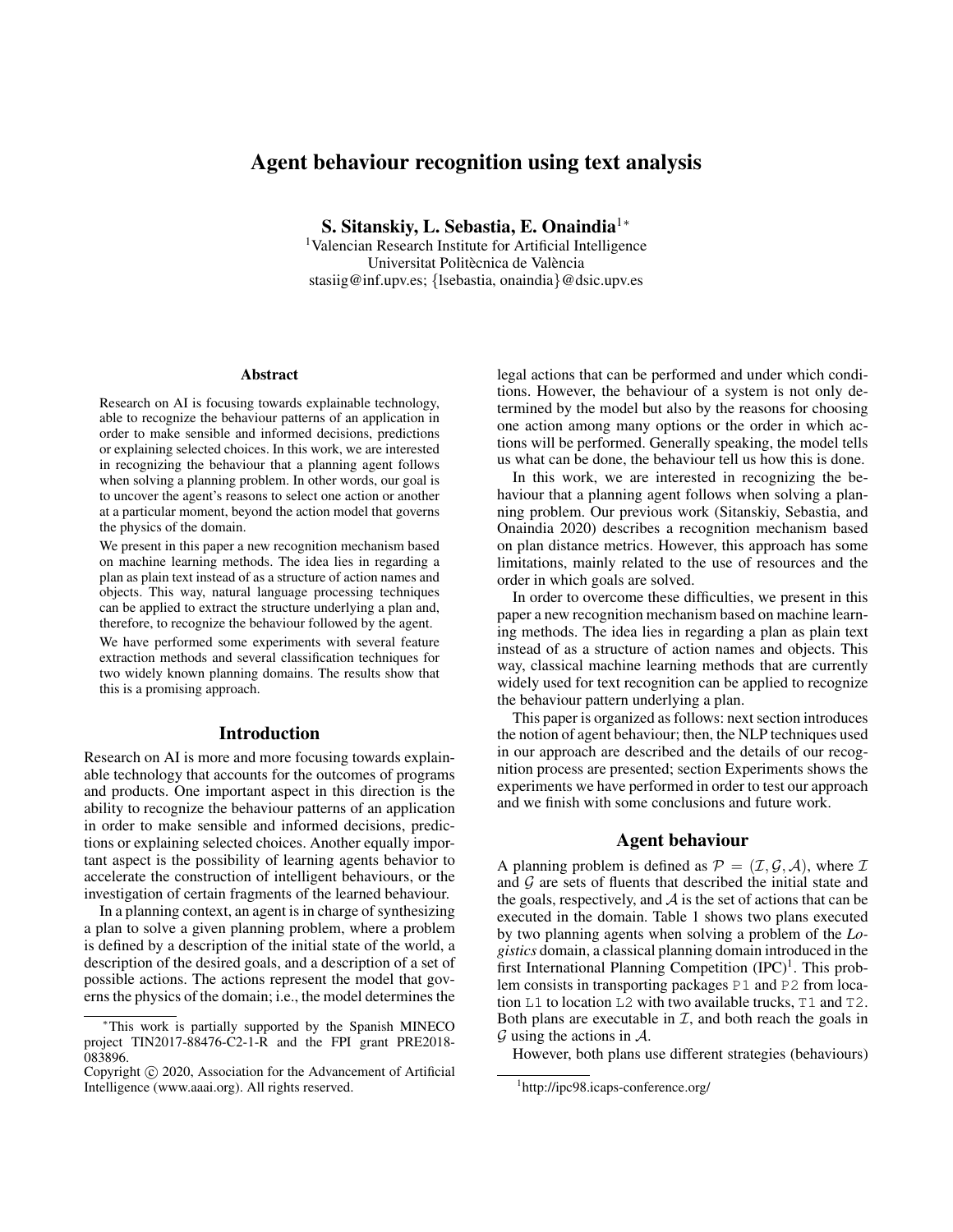# Agent behaviour recognition using text analysis

**S. Sitanskiy, L. Sebastia, E. Onaindia[1]***

[1]Valencian Research Institute for Artificial Intelligence
Universitat Politècnica de València
stasiig@inf.upv.es; {lsebastia, onaindia}@dsic.upv.es

## Abstract

Research on AI is focusing towards explainable technology, able to recognize the behaviour patterns of an application in order to make sensible and informed decisions, predictions or explaining selected choices. In this work, we are interested in recognizing the behaviour that a planning agent follows when solving a planning problem. In other words, our goal is to uncover the agent's reasons to select one action or another at a particular moment, beyond the action model that governs the physics of the domain.

We present in this paper a new recognition mechanism based on machine learning methods. The idea lies in regarding a plan as plain text instead of as a structure of action names and objects. This way, natural language processing techniques can be applied to extract the structure underlying a plan and, therefore, to recognize the behaviour followed by the agent.

We have performed some experiments with several feature extraction methods and several classification techniques for two widely known planning domains. The results show that this is a promising approach.

## Introduction

Research on AI is more and more focusing towards explainable technology that accounts for the outcomes of programs and products. One important aspect in this direction is the ability to recognize the behaviour patterns of an application in order to make sensible and informed decisions, predictions or explaining selected choices. Another equally important aspect is the possibility of learning agents behavior to accelerate the construction of intelligent behaviours, or the investigation of certain fragments of the learned behaviour.

In a planning context, an agent is in charge of synthesizing a plan to solve a given planning problem, where a problem is defined by a description of the initial state of the world, a description of the desired goals, and a description of a set of possible actions. The actions represent the model that governs the physics of the domain; i.e., the model determines the legal actions that can be performed and under which conditions. However, the behaviour of a system is not only determined by the model but also by the reasons for choosing one action among many options or the order in which actions will be performed. Generally speaking, the model tells us what can be done, the behaviour tell us how this is done.

In this work, we are interested in recognizing the behaviour that a planning agent follows when solving a planning problem. Our previous work (Sitanskiy, Sebastia, and Onaindia 2020) describes a recognition mechanism based on plan distance metrics. However, this approach has some limitations, mainly related to the use of resources and the order in which goals are solved.

In order to overcome these difficulties, we present in this paper a new recognition mechanism based on machine learning methods. The idea lies in regarding a plan as plain text instead of as a structure of action names and objects. This way, classical machine learning methods that are currently widely used for text recognition can be applied to recognize the behaviour pattern underlying a plan.

This paper is organized as follows: next section introduces the notion of agent behaviour; then, the NLP techniques used in our approach are described and the details of our recognition process are presented; section Experiments shows the experiments we have performed in order to test our approach and we finish with some conclusions and future work.

## Agent behaviour

A planning problem is defined as $\mathcal{P} = (\mathcal{I}, \mathcal{G}, \mathcal{A})$, where $\mathcal{I}$ and $\mathcal{G}$ are sets of fluents that described the initial state and the goals, respectively, and $\mathcal{A}$ is the set of actions that can be executed in the domain. Table 1 shows two plans executed by two planning agents when solving a problem of the *Logistics* domain, a classical planning domain introduced in the first International Planning Competition (IPC)[1]. This problem consists in transporting packages P1 and P2 from location L1 to location L2 with two available trucks, T1 and T2. Both plans are executable in $\mathcal{I}$, and both reach the goals in $\mathcal{G}$ using the actions in $\mathcal{A}$.

However, both plans use different strategies (behaviours)

*This work is partially supported by the Spanish MINECO project TIN2017-88476-C2-1-R and the FPI grant PRE2018-083896.

Copyright © 2020, Association for the Advancement of Artificial Intelligence (www.aaai.org). All rights reserved.

[1]http://ipc98.icaps-conference.org/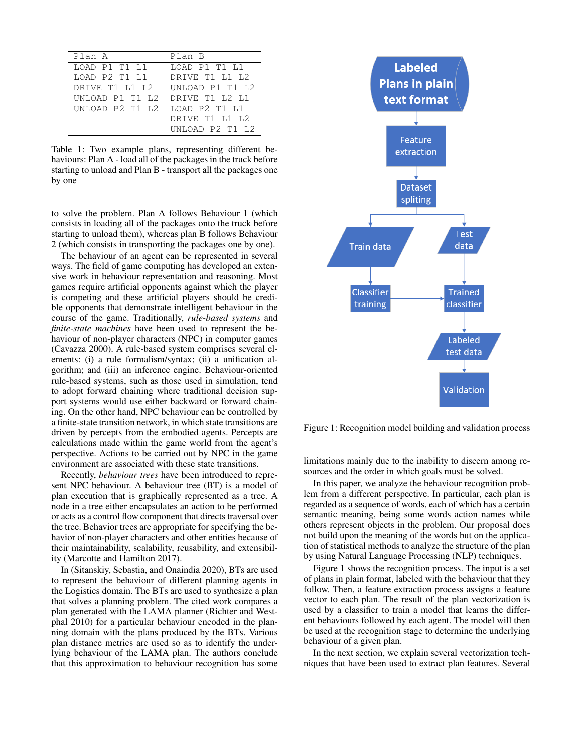| Plan A | Plan B |
|---|---|
| LOAD P1 T1 L1 | LOAD P1 T1 L1 |
| LOAD P2 T1 L1 | DRIVE T1 L1 L2 |
| DRIVE T1 L1 L2 | UNLOAD P1 T1 L2 |
| UNLOAD P1 T1 L2 | DRIVE T1 L2 L1 |
| UNLOAD P2 T1 L2 | LOAD P2 T1 L1 |
| | DRIVE T1 L1 L2 |
| | UNLOAD P2 T1 L2 |

Table 1: Two example plans, representing different behaviours: Plan A - load all of the packages in the truck before starting to unload and Plan B - transport all the packages one by one

to solve the problem. Plan A follows Behaviour 1 (which consists in loading all of the packages onto the truck before starting to unload them), whereas plan B follows Behaviour 2 (which consists in transporting the packages one by one).

The behaviour of an agent can be represented in several ways. The field of game computing has developed an extensive work in behaviour representation and reasoning. Most games require artificial opponents against which the player is competing and these artificial players should be credible opponents that demonstrate intelligent behaviour in the course of the game. Traditionally, *rule-based systems* and *finite-state machines* have been used to represent the behaviour of non-player characters (NPC) in computer games (Cavazza 2000). A rule-based system comprises several elements: (i) a rule formalism/syntax; (ii) a unification algorithm; and (iii) an inference engine. Behaviour-oriented rule-based systems, such as those used in simulation, tend to adopt forward chaining where traditional decision support systems would use either backward or forward chaining. On the other hand, NPC behaviour can be controlled by a finite-state transition network, in which state transitions are driven by percepts from the embodied agents. Percepts are calculations made within the game world from the agent's perspective. Actions to be carried out by NPC in the game environment are associated with these state transitions.

Recently, *behaviour trees* have been introduced to represent NPC behaviour. A behaviour tree (BT) is a model of plan execution that is graphically represented as a tree. A node in a tree either encapsulates an action to be performed or acts as a control flow component that directs traversal over the tree. Behavior trees are appropriate for specifying the behavior of non-player characters and other entities because of their maintainability, scalability, reusability, and extensibility (Marcotte and Hamilton 2017).

In (Sitanskiy, Sebastia, and Onaindia 2020), BTs are used to represent the behaviour of different planning agents in the Logistics domain. The BTs are used to synthesize a plan that solves a planning problem. The cited work compares a plan generated with the LAMA planner (Richter and Westphal 2010) for a particular behaviour encoded in the planning domain with the plans produced by the BTs. Various plan distance metrics are used so as to identify the underlying behaviour of the LAMA plan. The authors conclude that this approximation to behaviour recognition has some limitations mainly due to the inability to discern among resources and the order in which goals must be solved.

Figure 1: Recognition model building and validation process

In this paper, we analyze the behaviour recognition problem from a different perspective. In particular, each plan is regarded as a sequence of words, each of which has a certain semantic meaning, being some words action names while others represent objects in the problem. Our proposal does not build upon the meaning of the words but on the application of statistical methods to analyze the structure of the plan by using Natural Language Processing (NLP) techniques.

Figure 1 shows the recognition process. The input is a set of plans in plain format, labeled with the behaviour that they follow. Then, a feature extraction process assigns a feature vector to each plan. The result of the plan vectorization is used by a classifier to train a model that learns the different behaviours followed by each agent. The model will then be used at the recognition stage to determine the underlying behaviour of a given plan.

In the next section, we explain several vectorization techniques that have been used to extract plan features. Several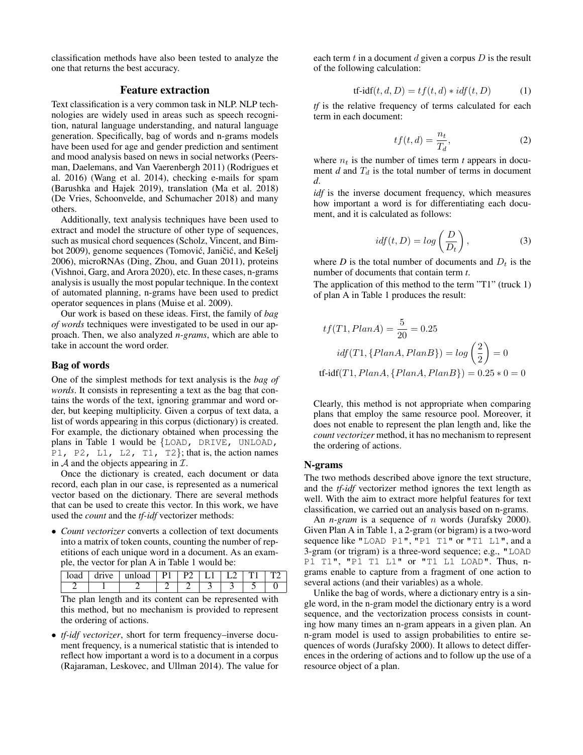classification methods have also been tested to analyze the one that returns the best accuracy.

## Feature extraction

Text classification is a very common task in NLP. NLP technologies are widely used in areas such as speech recognition, natural language understanding, and natural language generation. Specifically, bag of words and n-grams models have been used for age and gender prediction and sentiment and mood analysis based on news in social networks (Peersman, Daelemans, and Van Vaerenbergh 2011) (Rodrigues et al. 2016) (Wang et al. 2014), checking e-mails for spam (Barushka and Hajek 2019), translation (Ma et al. 2018) (De Vries, Schoonvelde, and Schumacher 2018) and many others.

Additionally, text analysis techniques have been used to extract and model the structure of other type of sequences, such as musical chord sequences (Scholz, Vincent, and Bimbot 2009), genome sequences (Tomović, Janičić, and Kešelj 2006), microRNAs (Ding, Zhou, and Guan 2011), proteins (Vishnoi, Garg, and Arora 2020), etc. In these cases, n-grams analysis is usually the most popular technique. In the context of automated planning, n-grams have been used to predict operator sequences in plans (Muise et al. 2009).

Our work is based on these ideas. First, the family of *bag of words* techniques were investigated to be used in our approach. Then, we also analyzed *n-grams*, which are able to take in account the word order.

### Bag of words

One of the simplest methods for text analysis is the *bag of words*. It consists in representing a text as the bag that contains the words of the text, ignoring grammar and word order, but keeping multiplicity. Given a corpus of text data, a list of words appearing in this corpus (dictionary) is created. For example, the dictionary obtained when processing the plans in Table 1 would be {`LOAD, DRIVE, UNLOAD, P1, P2, L1, L2, T1, T2`}; that is, the action names in $\mathcal{A}$ and the objects appearing in $\mathcal{I}$.

Once the dictionary is created, each document or data record, each plan in our case, is represented as a numerical vector based on the dictionary. There are several methods that can be used to create this vector. In this work, we have used the *count* and the *tf-idf* vectorizer methods:

- *Count vectorizer* converts a collection of text documents into a matrix of token counts, counting the number of repetitions of each unique word in a document. As an example, the vector for plan A in Table 1 would be:

| load | drive | unload | P1 | P2 | L1 | L2 | T1 | T2 |
|---|---|---|---|---|---|---|---|---|
| 2 | 1 | 2 | 2 | 2 | 3 | 3 | 5 | 0 |

  The plan length and its content can be represented with this method, but no mechanism is provided to represent the ordering of actions.

- *tf-idf vectorizer*, short for term frequency–inverse document frequency, is a numerical statistic that is intended to reflect how important a word is to a document in a corpus (Rajaraman, Leskovec, and Ullman 2014). The value for each term $t$ in a document $d$ given a corpus $D$ is the result of the following calculation:

$$\text{tf-idf}(t, d, D) = tf(t, d) * idf(t, D) \tag{1}$$

*tf* is the relative frequency of terms calculated for each term in each document:

$$tf(t, d) = \frac{n_t}{T_d}, \tag{2}$$

where $n_t$ is the number of times term $t$ appears in document $d$ and $T_d$ is the total number of terms in document $d$.

*idf* is the inverse document frequency, which measures how important a word is for differentiating each document, and it is calculated as follows:

$$idf(t, D) = log\left(\frac{D}{D_t}\right), \tag{3}$$

where $D$ is the total number of documents and $D_t$ is the number of documents that contain term $t$.

The application of this method to the term "T1" (truck 1) of plan A in Table 1 produces the result:

$$tf(T1, PlanA) = \frac{5}{20} = 0.25$$

$$idf(T1, \{PlanA, PlanB\}) = log\left(\frac{2}{2}\right) = 0$$

$$\text{tf-idf}(T1, PlanA, \{PlanA, PlanB\}) = 0.25 * 0 = 0$$

Clearly, this method is not appropriate when comparing plans that employ the same resource pool. Moreover, it does not enable to represent the plan length and, like the *count vectorizer* method, it has no mechanism to represent the ordering of actions.

### N-grams

The two methods described above ignore the text structure, and the *tf-idf* vectorizer method ignores the text length as well. With the aim to extract more helpful features for text classification, we carried out an analysis based on n-grams.

An *n-gram* is a sequence of $n$ words (Jurafsky 2000). Given Plan A in Table 1, a 2-gram (or bigram) is a two-word sequence like `"LOAD P1"`, `"P1 T1"` or `"T1 L1"`, and a 3-gram (or trigram) is a three-word sequence; e.g., `"LOAD P1 T1"`, `"P1 T1 L1"` or `"T1 L1 LOAD"`. Thus, n-grams enable to capture from a fragment of one action to several actions (and their variables) as a whole.

Unlike the bag of words, where a dictionary entry is a single word, in the n-gram model the dictionary entry is a word sequence, and the vectorization process consists in counting how many times an n-gram appears in a given plan. An n-gram model is used to assign probabilities to entire sequences of words (Jurafsky 2000). It allows to detect differences in the ordering of actions and to follow up the use of a resource object of a plan.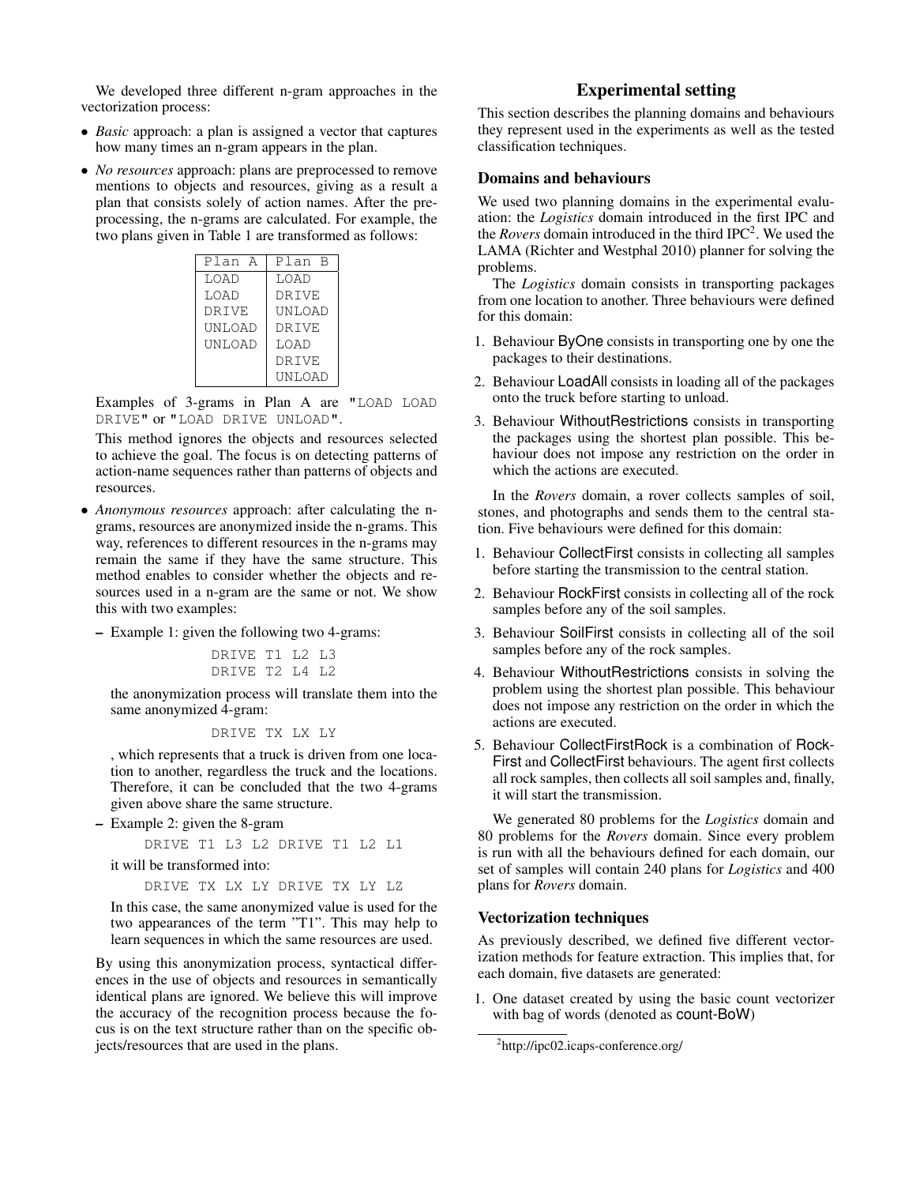We developed three different n-gram approaches in the vectorization process:

- *Basic* approach: a plan is assigned a vector that captures how many times an n-gram appears in the plan.
- *No resources* approach: plans are preprocessed to remove mentions to objects and resources, giving as a result a plan that consists solely of action names. After the preprocessing, the n-grams are calculated. For example, the two plans given in Table 1 are transformed as follows:

  | Plan A | Plan B |
  |---|---|
  | LOAD | LOAD |
  | LOAD | DRIVE |
  | DRIVE | UNLOAD |
  | UNLOAD | DRIVE |
  | UNLOAD | LOAD |
  | | DRIVE |
  | | UNLOAD |

  Examples of 3-grams in Plan A are "LOAD LOAD DRIVE" or "LOAD DRIVE UNLOAD".

  This method ignores the objects and resources selected to achieve the goal. The focus is on detecting patterns of action-name sequences rather than patterns of objects and resources.
- *Anonymous resources* approach: after calculating the n-grams, resources are anonymized inside the n-grams. This way, references to different resources in the n-grams may remain the same if they have the same structure. This method enables to consider whether the objects and resources used in a n-gram are the same or not. We show this with two examples:
  - Example 1: given the following two 4-grams:

    ```
    DRIVE T1 L2 L3
    DRIVE T2 L4 L2
    ```

    the anonymization process will translate them into the same anonymized 4-gram:

    ```
    DRIVE TX LX LY
    ```

    , which represents that a truck is driven from one location to another, regardless the truck and the locations. Therefore, it can be concluded that the two 4-grams given above share the same structure.
  - Example 2: given the 8-gram

    ```
    DRIVE T1 L3 L2 DRIVE T1 L2 L1
    ```

    it will be transformed into:

    ```
    DRIVE TX LX LY DRIVE TX LY LZ
    ```

    In this case, the same anonymized value is used for the two appearances of the term "T1". This may help to learn sequences in which the same resources are used.

  By using this anonymization process, syntactical differences in the use of objects and resources in semantically identical plans are ignored. We believe this will improve the accuracy of the recognition process because the focus is on the text structure rather than on the specific objects/resources that are used in the plans.

## Experimental setting

This section describes the planning domains and behaviours they represent used in the experiments as well as the tested classification techniques.

### Domains and behaviours

We used two planning domains in the experimental evaluation: the *Logistics* domain introduced in the first IPC and the *Rovers* domain introduced in the third IPC[2]. We used the LAMA (Richter and Westphal 2010) planner for solving the problems.

The *Logistics* domain consists in transporting packages from one location to another. Three behaviours were defined for this domain:

1. Behaviour ByOne consists in transporting one by one the packages to their destinations.
2. Behaviour LoadAll consists in loading all of the packages onto the truck before starting to unload.
3. Behaviour WithoutRestrictions consists in transporting the packages using the shortest plan possible. This behaviour does not impose any restriction on the order in which the actions are executed.

In the *Rovers* domain, a rover collects samples of soil, stones, and photographs and sends them to the central station. Five behaviours were defined for this domain:

1. Behaviour CollectFirst consists in collecting all samples before starting the transmission to the central station.
2. Behaviour RockFirst consists in collecting all of the rock samples before any of the soil samples.
3. Behaviour SoilFirst consists in collecting all of the soil samples before any of the rock samples.
4. Behaviour WithoutRestrictions consists in solving the problem using the shortest plan possible. This behaviour does not impose any restriction on the order in which the actions are executed.
5. Behaviour CollectFirstRock is a combination of RockFirst and CollectFirst behaviours. The agent first collects all rock samples, then collects all soil samples and, finally, it will start the transmission.

We generated 80 problems for the *Logistics* domain and 80 problems for the *Rovers* domain. Since every problem is run with all the behaviours defined for each domain, our set of samples will contain 240 plans for *Logistics* and 400 plans for *Rovers* domain.

### Vectorization techniques

As previously described, we defined five different vectorization methods for feature extraction. This implies that, for each domain, five datasets are generated:

1. One dataset created by using the basic count vectorizer with bag of words (denoted as count-BoW)

[2] http://ipc02.icaps-conference.org/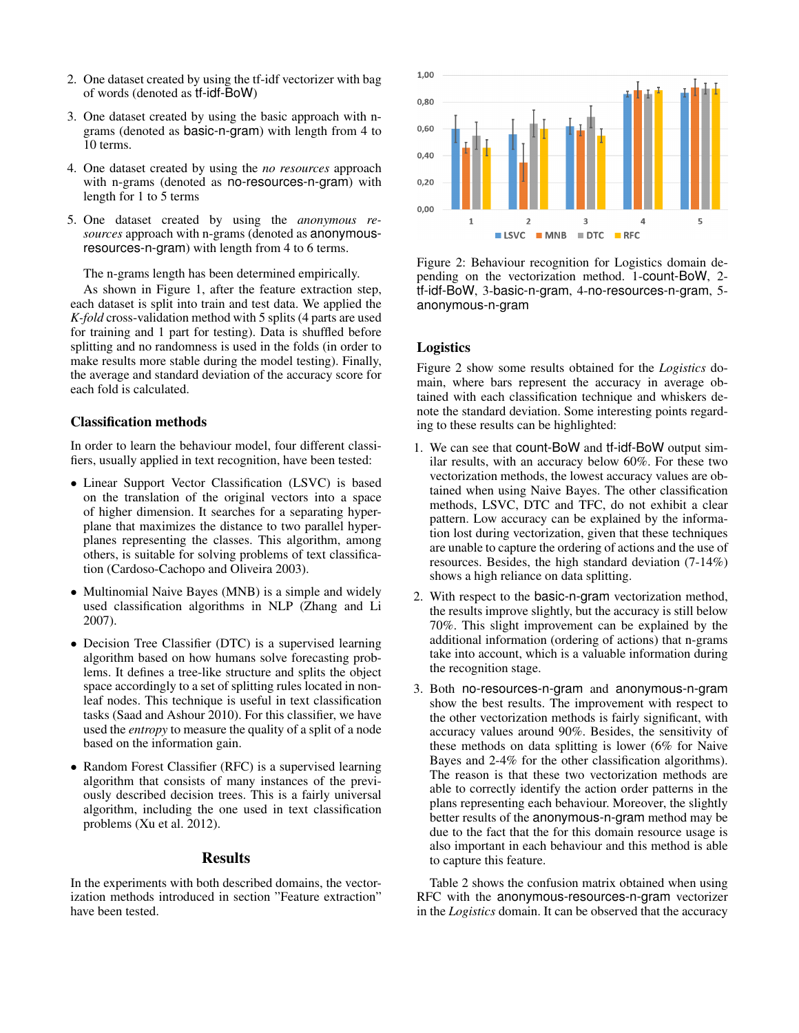2. One dataset created by using the tf-idf vectorizer with bag of words (denoted as tf-idf-BoW)

3. One dataset created by using the basic approach with n-grams (denoted as basic-n-gram) with length from 4 to 10 terms.

4. One dataset created by using the *no resources* approach with n-grams (denoted as no-resources-n-gram) with length for 1 to 5 terms

5. One dataset created by using the *anonymous resources* approach with n-grams (denoted as anonymous-resources-n-gram) with length from 4 to 6 terms.

The n-grams length has been determined empirically.

As shown in Figure 1, after the feature extraction step, each dataset is split into train and test data. We applied the *K-fold* cross-validation method with 5 splits (4 parts are used for training and 1 part for testing). Data is shuffled before splitting and no randomness is used in the folds (in order to make results more stable during the model testing). Finally, the average and standard deviation of the accuracy score for each fold is calculated.

### Classification methods

In order to learn the behaviour model, four different classifiers, usually applied in text recognition, have been tested:

- Linear Support Vector Classification (LSVC) is based on the translation of the original vectors into a space of higher dimension. It searches for a separating hyperplane that maximizes the distance to two parallel hyperplanes representing the classes. This algorithm, among others, is suitable for solving problems of text classification (Cardoso-Cachopo and Oliveira 2003).

- Multinomial Naive Bayes (MNB) is a simple and widely used classification algorithms in NLP (Zhang and Li 2007).

- Decision Tree Classifier (DTC) is a supervised learning algorithm based on how humans solve forecasting problems. It defines a tree-like structure and splits the object space accordingly to a set of splitting rules located in non-leaf nodes. This technique is useful in text classification tasks (Saad and Ashour 2010). For this classifier, we have used the *entropy* to measure the quality of a split of a node based on the information gain.

- Random Forest Classifier (RFC) is a supervised learning algorithm that consists of many instances of the previously described decision trees. This is a fairly universal algorithm, including the one used in text classification problems (Xu et al. 2012).

## Results

In the experiments with both described domains, the vectorization methods introduced in section "Feature extraction" have been tested.

Figure 2: Behaviour recognition for Logistics domain depending on the vectorization method. 1-count-BoW, 2-tf-idf-BoW, 3-basic-n-gram, 4-no-resources-n-gram, 5-anonymous-n-gram

### Logistics

Figure 2 show some results obtained for the *Logistics* domain, where bars represent the accuracy in average obtained with each classification technique and whiskers denote the standard deviation. Some interesting points regarding to these results can be highlighted:

1. We can see that count-BoW and tf-idf-BoW output similar results, with an accuracy below 60%. For these two vectorization methods, the lowest accuracy values are obtained when using Naive Bayes. The other classification methods, LSVC, DTC and TFC, do not exhibit a clear pattern. Low accuracy can be explained by the information lost during vectorization, given that these techniques are unable to capture the ordering of actions and the use of resources. Besides, the high standard deviation (7-14%) shows a high reliance on data splitting.

2. With respect to the basic-n-gram vectorization method, the results improve slightly, but the accuracy is still below 70%. This slight improvement can be explained by the additional information (ordering of actions) that n-grams take into account, which is a valuable information during the recognition stage.

3. Both no-resources-n-gram and anonymous-n-gram show the best results. The improvement with respect to the other vectorization methods is fairly significant, with accuracy values around 90%. Besides, the sensitivity of these methods on data splitting is lower (6% for Naive Bayes and 2-4% for the other classification algorithms). The reason is that these two vectorization methods are able to correctly identify the action order patterns in the plans representing each behaviour. Moreover, the slightly better results of the anonymous-n-gram method may be due to the fact that the for this domain resource usage is also important in each behaviour and this method is able to capture this feature.

Table 2 shows the confusion matrix obtained when using RFC with the anonymous-resources-n-gram vectorizer in the *Logistics* domain. It can be observed that the accuracy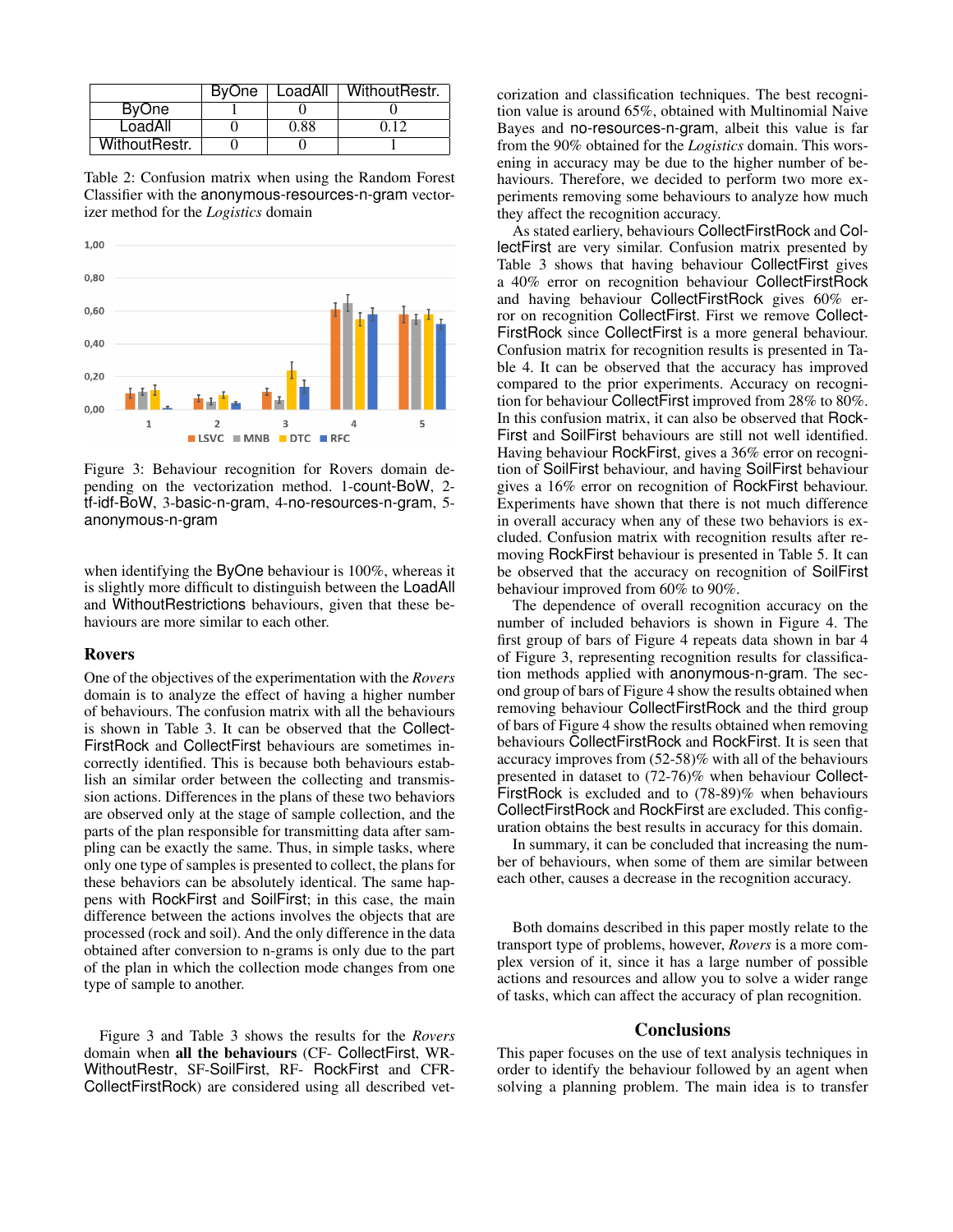|  | ByOne | LoadAll | WithoutRestr. |
|---|---|---|---|
| ByOne | 1 | 0 | 0 |
| LoadAll | 0 | 0.88 | 0.12 |
| WithoutRestr. | 0 | 0 | 1 |

Table 2: Confusion matrix when using the Random Forest Classifier with the anonymous-resources-n-gram vectorizer method for the *Logistics* domain

Figure 3: Behaviour recognition for Rovers domain depending on the vectorization method. 1-count-BoW, 2-tf-idf-BoW, 3-basic-n-gram, 4-no-resources-n-gram, 5-anonymous-n-gram

when identifying the ByOne behaviour is 100%, whereas it is slightly more difficult to distinguish between the LoadAll and WithoutRestrictions behaviours, given that these behaviours are more similar to each other.

### Rovers

One of the objectives of the experimentation with the *Rovers* domain is to analyze the effect of having a higher number of behaviours. The confusion matrix with all the behaviours is shown in Table 3. It can be observed that the CollectFirstRock and CollectFirst behaviours are sometimes incorrectly identified. This is because both behaviours establish an similar order between the collecting and transmission actions. Differences in the plans of these two behaviors are observed only at the stage of sample collection, and the parts of the plan responsible for transmitting data after sampling can be exactly the same. Thus, in simple tasks, where only one type of samples is presented to collect, the plans for these behaviors can be absolutely identical. The same happens with RockFirst and SoilFirst; in this case, the main difference between the actions involves the objects that are processed (rock and soil). And the only difference in the data obtained after conversion to n-grams is only due to the part of the plan in which the collection mode changes from one type of sample to another.

Figure 3 and Table 3 shows the results for the *Rovers* domain when **all the behaviours** (CF- CollectFirst, WR-WithoutRestr, SF-SoilFirst, RF- RockFirst and CFR-CollectFirstRock) are considered using all described vectorization and classification techniques. The best recognition value is around 65%, obtained with Multinomial Naive Bayes and no-resources-n-gram, albeit this value is far from the 90% obtained for the *Logistics* domain. This worsening in accuracy may be due to the higher number of behaviours. Therefore, we decided to perform two more experiments removing some behaviours to analyze how much they affect the recognition accuracy.

As stated earliery, behaviours CollectFirstRock and CollectFirst are very similar. Confusion matrix presented by Table 3 shows that having behaviour CollectFirst gives a 40% error on recognition behaviour CollectFirstRock and having behaviour CollectFirstRock gives 60% error on recognition CollectFirst. First we remove CollectFirstRock since CollectFirst is a more general behaviour. Confusion matrix for recognition results is presented in Table 4. It can be observed that the accuracy has improved compared to the prior experiments. Accuracy on recognition for behaviour CollectFirst improved from 28% to 80%. In this confusion matrix, it can also be observed that RockFirst and SoilFirst behaviours are still not well identified. Having behaviour RockFirst, gives a 36% error on recognition of SoilFirst behaviour, and having SoilFirst behaviour gives a 16% error on recognition of RockFirst behaviour. Experiments have shown that there is not much difference in overall accuracy when any of these two behaviors is excluded. Confusion matrix with recognition results after removing RockFirst behaviour is presented in Table 5. It can be observed that the accuracy on recognition of SoilFirst behaviour improved from 60% to 90%.

The dependence of overall recognition accuracy on the number of included behaviors is shown in Figure 4. The first group of bars of Figure 4 repeats data shown in bar 4 of Figure 3, representing recognition results for classification methods applied with anonymous-n-gram. The second group of bars of Figure 4 show the results obtained when removing behaviour CollectFirstRock and the third group of bars of Figure 4 show the results obtained when removing behaviours CollectFirstRock and RockFirst. It is seen that accuracy improves from (52-58)% with all of the behaviours presented in dataset to (72-76)% when behaviour CollectFirstRock is excluded and to (78-89)% when behaviours CollectFirstRock and RockFirst are excluded. This configuration obtains the best results in accuracy for this domain.

In summary, it can be concluded that increasing the number of behaviours, when some of them are similar between each other, causes a decrease in the recognition accuracy.

Both domains described in this paper mostly relate to the transport type of problems, however, *Rovers* is a more complex version of it, since it has a large number of possible actions and resources and allow you to solve a wider range of tasks, which can affect the accuracy of plan recognition.

## Conclusions

This paper focuses on the use of text analysis techniques in order to identify the behaviour followed by an agent when solving a planning problem. The main idea is to transfer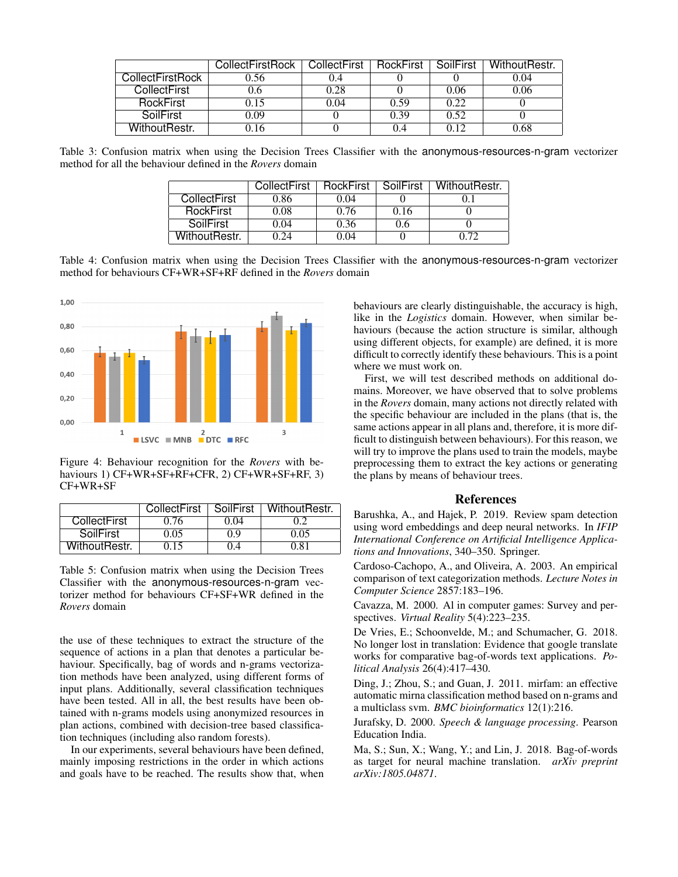|  | CollectFirstRock | CollectFirst | RockFirst | SoilFirst | WithoutRestr. |
|---|---|---|---|---|---|
| CollectFirstRock | 0.56 | 0.4 | 0 | 0 | 0.04 |
| CollectFirst | 0.6 | 0.28 | 0 | 0.06 | 0.06 |
| RockFirst | 0.15 | 0.04 | 0.59 | 0.22 | 0 |
| SoilFirst | 0.09 | 0 | 0.39 | 0.52 | 0 |
| WithoutRestr. | 0.16 | 0 | 0.4 | 0.12 | 0.68 |

Table 3: Confusion matrix when using the Decision Trees Classifier with the anonymous-resources-n-gram vectorizer method for all the behaviour defined in the *Rovers* domain

|  | CollectFirst | RockFirst | SoilFirst | WithoutRestr. |
|---|---|---|---|---|
| CollectFirst | 0.86 | 0.04 | 0 | 0.1 |
| RockFirst | 0.08 | 0.76 | 0.16 | 0 |
| SoilFirst | 0.04 | 0.36 | 0.6 | 0 |
| WithoutRestr. | 0.24 | 0.04 | 0 | 0.72 |

Table 4: Confusion matrix when using the Decision Trees Classifier with the anonymous-resources-n-gram vectorizer method for behaviours CF+WR+SF+RF defined in the *Rovers* domain

Figure 4: Behaviour recognition for the *Rovers* with behaviours 1) CF+WR+SF+RF+CFR, 2) CF+WR+SF+RF, 3) CF+WR+SF

|  | CollectFirst | SoilFirst | WithoutRestr. |
|---|---|---|---|
| CollectFirst | 0.76 | 0.04 | 0.2 |
| SoilFirst | 0.05 | 0.9 | 0.05 |
| WithoutRestr. | 0.15 | 0.4 | 0.81 |

Table 5: Confusion matrix when using the Decision Trees Classifier with the anonymous-resources-n-gram vectorizer method for behaviours CF+SF+WR defined in the *Rovers* domain

the use of these techniques to extract the structure of the sequence of actions in a plan that denotes a particular behaviour. Specifically, bag of words and n-grams vectorization methods have been analyzed, using different forms of input plans. Additionally, several classification techniques have been tested. All in all, the best results have been obtained with n-grams models using anonymized resources in plan actions, combined with decision-tree based classification techniques (including also random forests).

In our experiments, several behaviours have been defined, mainly imposing restrictions in the order in which actions and goals have to be reached. The results show that, when behaviours are clearly distinguishable, the accuracy is high, like in the *Logistics* domain. However, when similar behaviours (because the action structure is similar, although using different objects, for example) are defined, it is more difficult to correctly identify these behaviours. This is a point where we must work on.

First, we will test described methods on additional domains. Moreover, we have observed that to solve problems in the *Rovers* domain, many actions not directly related with the specific behaviour are included in the plans (that is, the same actions appear in all plans and, therefore, it is more difficult to distinguish between behaviours). For this reason, we will try to improve the plans used to train the models, maybe preprocessing them to extract the key actions or generating the plans by means of behaviour trees.

## References

Barushka, A., and Hajek, P. 2019. Review spam detection using word embeddings and deep neural networks. In *IFIP International Conference on Artificial Intelligence Applications and Innovations*, 340–350. Springer.

Cardoso-Cachopo, A., and Oliveira, A. 2003. An empirical comparison of text categorization methods. *Lecture Notes in Computer Science* 2857:183–196.

Cavazza, M. 2000. Al in computer games: Survey and perspectives. *Virtual Reality* 5(4):223–235.

De Vries, E.; Schoonvelde, M.; and Schumacher, G. 2018. No longer lost in translation: Evidence that google translate works for comparative bag-of-words text applications. *Political Analysis* 26(4):417–430.

Ding, J.; Zhou, S.; and Guan, J. 2011. mirfam: an effective automatic mirna classification method based on n-grams and a multiclass svm. *BMC bioinformatics* 12(1):216.

Jurafsky, D. 2000. *Speech & language processing*. Pearson Education India.

Ma, S.; Sun, X.; Wang, Y.; and Lin, J. 2018. Bag-of-words as target for neural machine translation. *arXiv preprint arXiv:1805.04871*.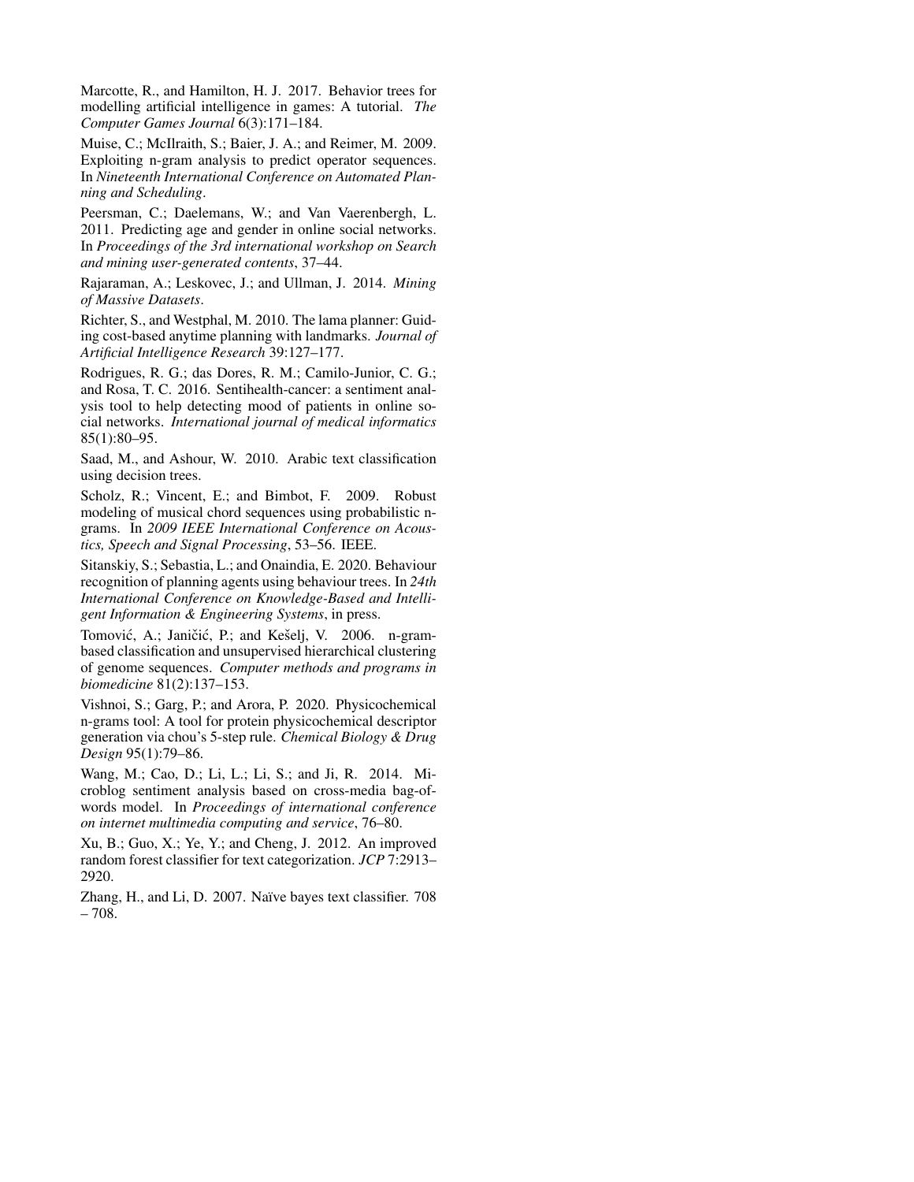Marcotte, R., and Hamilton, H. J. 2017. Behavior trees for modelling artificial intelligence in games: A tutorial. *The Computer Games Journal* 6(3):171–184.

Muise, C.; McIlraith, S.; Baier, J. A.; and Reimer, M. 2009. Exploiting n-gram analysis to predict operator sequences. In *Nineteenth International Conference on Automated Planning and Scheduling*.

Peersman, C.; Daelemans, W.; and Van Vaerenbergh, L. 2011. Predicting age and gender in online social networks. In *Proceedings of the 3rd international workshop on Search and mining user-generated contents*, 37–44.

Rajaraman, A.; Leskovec, J.; and Ullman, J. 2014. *Mining of Massive Datasets*.

Richter, S., and Westphal, M. 2010. The lama planner: Guiding cost-based anytime planning with landmarks. *Journal of Artificial Intelligence Research* 39:127–177.

Rodrigues, R. G.; das Dores, R. M.; Camilo-Junior, C. G.; and Rosa, T. C. 2016. Sentihealth-cancer: a sentiment analysis tool to help detecting mood of patients in online social networks. *International journal of medical informatics* 85(1):80–95.

Saad, M., and Ashour, W. 2010. Arabic text classification using decision trees.

Scholz, R.; Vincent, E.; and Bimbot, F. 2009. Robust modeling of musical chord sequences using probabilistic n-grams. In *2009 IEEE International Conference on Acoustics, Speech and Signal Processing*, 53–56. IEEE.

Sitanskiy, S.; Sebastia, L.; and Onaindia, E. 2020. Behaviour recognition of planning agents using behaviour trees. In *24th International Conference on Knowledge-Based and Intelligent Information & Engineering Systems*, in press.

Tomović, A.; Janičić, P.; and Kešelj, V. 2006. n-gram-based classification and unsupervised hierarchical clustering of genome sequences. *Computer methods and programs in biomedicine* 81(2):137–153.

Vishnoi, S.; Garg, P.; and Arora, P. 2020. Physicochemical n-grams tool: A tool for protein physicochemical descriptor generation via chou's 5-step rule. *Chemical Biology & Drug Design* 95(1):79–86.

Wang, M.; Cao, D.; Li, L.; Li, S.; and Ji, R. 2014. Microblog sentiment analysis based on cross-media bag-of-words model. In *Proceedings of international conference on internet multimedia computing and service*, 76–80.

Xu, B.; Guo, X.; Ye, Y.; and Cheng, J. 2012. An improved random forest classifier for text categorization. *JCP* 7:2913–2920.

Zhang, H., and Li, D. 2007. Naïve bayes text classifier. 708 – 708.